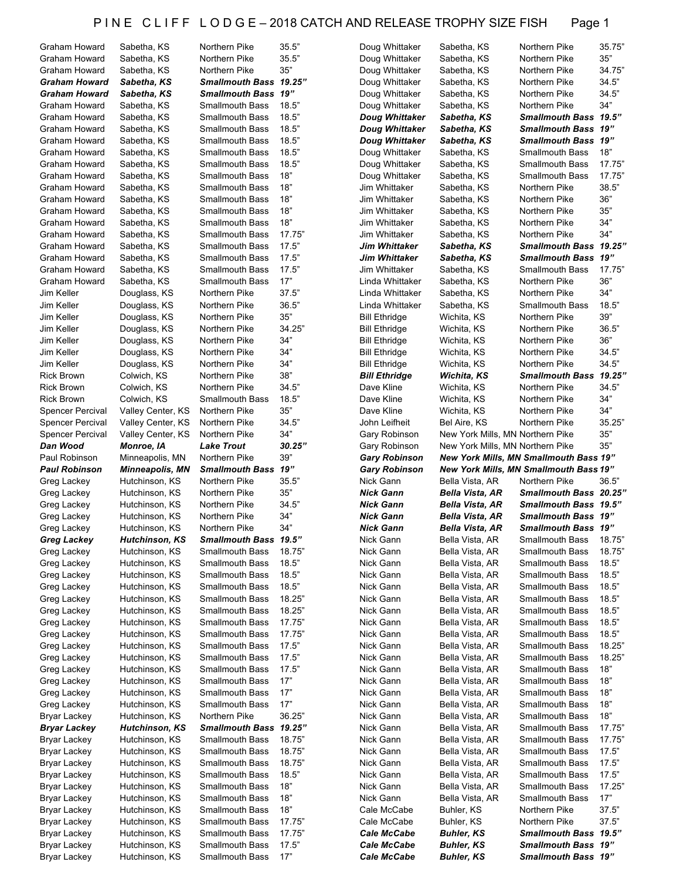# PINE CLIFF LODGE – 2018 CATCH AND RELEASE TROPHY SIZE FISH

| Name | Hometown | Species | Length |
|---|---|---|---|
| Graham Howard | Sabetha, KS | Northern Pike | 35.5" |
| Graham Howard | Sabetha, KS | Northern Pike | 35.5" |
| Graham Howard | Sabetha, KS | Northern Pike | 35" |
| ***Graham Howard*** | ***Sabetha, KS*** | ***Smallmouth Bass*** | ***19.25"*** |
| ***Graham Howard*** | ***Sabetha, KS*** | ***Smallmouth Bass*** | ***19"*** |
| Graham Howard | Sabetha, KS | Smallmouth Bass | 18.5" |
| Graham Howard | Sabetha, KS | Smallmouth Bass | 18.5" |
| Graham Howard | Sabetha, KS | Smallmouth Bass | 18.5" |
| Graham Howard | Sabetha, KS | Smallmouth Bass | 18.5" |
| Graham Howard | Sabetha, KS | Smallmouth Bass | 18.5" |
| Graham Howard | Sabetha, KS | Smallmouth Bass | 18.5" |
| Graham Howard | Sabetha, KS | Smallmouth Bass | 18" |
| Graham Howard | Sabetha, KS | Smallmouth Bass | 18" |
| Graham Howard | Sabetha, KS | Smallmouth Bass | 18" |
| Graham Howard | Sabetha, KS | Smallmouth Bass | 18" |
| Graham Howard | Sabetha, KS | Smallmouth Bass | 17.75" |
| Graham Howard | Sabetha, KS | Smallmouth Bass | 17.5" |
| Graham Howard | Sabetha, KS | Smallmouth Bass | 17.5" |
| Graham Howard | Sabetha, KS | Smallmouth Bass | 17.5" |
| Graham Howard | Sabetha, KS | Smallmouth Bass | 17" |
| Jim Keller | Douglass, KS | Northern Pike | 37.5" |
| Jim Keller | Douglass, KS | Northern Pike | 36.5" |
| Jim Keller | Douglass, KS | Northern Pike | 35" |
| Jim Keller | Douglass, KS | Northern Pike | 34.25" |
| Jim Keller | Douglass, KS | Northern Pike | 34" |
| Jim Keller | Douglass, KS | Northern Pike | 34" |
| Jim Keller | Douglass, KS | Northern Pike | 34" |
| Rick Brown | Colwich, KS | Northern Pike | 38" |
| Rick Brown | Colwich, KS | Northern Pike | 34.5" |
| Rick Brown | Colwich, KS | Smallmouth Bass | 18.5" |
| Spencer Percival | Valley Center, KS | Northern Pike | 35" |
| Spencer Percival | Valley Center, KS | Northern Pike | 34.5" |
| Spencer Percival | Valley Center, KS | Northern Pike | 34" |
| ***Dan Wood*** | ***Monroe, IA*** | ***Lake Trout*** | ***30.25"*** |
| Paul Robinson | Minneapolis, MN | Northern Pike | 39" |
| ***Paul Robinson*** | ***Minneapolis, MN*** | ***Smallmouth Bass*** | ***19"*** |
| Greg Lackey | Hutchinson, KS | Northern Pike | 35.5" |
| Greg Lackey | Hutchinson, KS | Northern Pike | 35" |
| Greg Lackey | Hutchinson, KS | Northern Pike | 34.5" |
| Greg Lackey | Hutchinson, KS | Northern Pike | 34" |
| Greg Lackey | Hutchinson, KS | Northern Pike | 34" |
| ***Greg Lackey*** | ***Hutchinson, KS*** | ***Smallmouth Bass*** | ***19.5"*** |
| Greg Lackey | Hutchinson, KS | Smallmouth Bass | 18.75" |
| Greg Lackey | Hutchinson, KS | Smallmouth Bass | 18.5" |
| Greg Lackey | Hutchinson, KS | Smallmouth Bass | 18.5" |
| Greg Lackey | Hutchinson, KS | Smallmouth Bass | 18.5" |
| Greg Lackey | Hutchinson, KS | Smallmouth Bass | 18.25" |
| Greg Lackey | Hutchinson, KS | Smallmouth Bass | 18.25" |
| Greg Lackey | Hutchinson, KS | Smallmouth Bass | 17.75" |
| Greg Lackey | Hutchinson, KS | Smallmouth Bass | 17.75" |
| Greg Lackey | Hutchinson, KS | Smallmouth Bass | 17.5" |
| Greg Lackey | Hutchinson, KS | Smallmouth Bass | 17.5" |
| Greg Lackey | Hutchinson, KS | Smallmouth Bass | 17.5" |
| Greg Lackey | Hutchinson, KS | Smallmouth Bass | 17" |
| Greg Lackey | Hutchinson, KS | Smallmouth Bass | 17" |
| Greg Lackey | Hutchinson, KS | Smallmouth Bass | 17" |
| Bryar Lackey | Hutchinson, KS | Northern Pike | 36.25" |
| ***Bryar Lackey*** | ***Hutchinson, KS*** | ***Smallmouth Bass*** | ***19.25"*** |
| Bryar Lackey | Hutchinson, KS | Smallmouth Bass | 18.75" |
| Bryar Lackey | Hutchinson, KS | Smallmouth Bass | 18.75" |
| Bryar Lackey | Hutchinson, KS | Smallmouth Bass | 18.75" |
| Bryar Lackey | Hutchinson, KS | Smallmouth Bass | 18.5" |
| Bryar Lackey | Hutchinson, KS | Smallmouth Bass | 18" |
| Bryar Lackey | Hutchinson, KS | Smallmouth Bass | 18" |
| Bryar Lackey | Hutchinson, KS | Smallmouth Bass | 18" |
| Bryar Lackey | Hutchinson, KS | Smallmouth Bass | 17.75" |
| Bryar Lackey | Hutchinson, KS | Smallmouth Bass | 17.75" |
| Bryar Lackey | Hutchinson, KS | Smallmouth Bass | 17.5" |
| Bryar Lackey | Hutchinson, KS | Smallmouth Bass | 17" |
| Doug Whittaker | Sabetha, KS | Northern Pike | 35.75" |
| Doug Whittaker | Sabetha, KS | Northern Pike | 35" |
| Doug Whittaker | Sabetha, KS | Northern Pike | 34.75" |
| Doug Whittaker | Sabetha, KS | Northern Pike | 34.5" |
| Doug Whittaker | Sabetha, KS | Northern Pike | 34.5" |
| Doug Whittaker | Sabetha, KS | Northern Pike | 34" |
| ***Doug Whittaker*** | ***Sabetha, KS*** | ***Smallmouth Bass*** | ***19.5"*** |
| ***Doug Whittaker*** | ***Sabetha, KS*** | ***Smallmouth Bass*** | ***19"*** |
| ***Doug Whittaker*** | ***Sabetha, KS*** | ***Smallmouth Bass*** | ***19"*** |
| Doug Whittaker | Sabetha, KS | Smallmouth Bass | 18" |
| Doug Whittaker | Sabetha, KS | Smallmouth Bass | 17.75" |
| Doug Whittaker | Sabetha, KS | Smallmouth Bass | 17.75" |
| Jim Whittaker | Sabetha, KS | Northern Pike | 38.5" |
| Jim Whittaker | Sabetha, KS | Northern Pike | 36" |
| Jim Whittaker | Sabetha, KS | Northern Pike | 35" |
| Jim Whittaker | Sabetha, KS | Northern Pike | 34" |
| Jim Whittaker | Sabetha, KS | Northern Pike | 34" |
| ***Jim Whittaker*** | ***Sabetha, KS*** | ***Smallmouth Bass*** | ***19.25"*** |
| ***Jim Whittaker*** | ***Sabetha, KS*** | ***Smallmouth Bass*** | ***19"*** |
| Jim Whittaker | Sabetha, KS | Smallmouth Bass | 17.75" |
| Linda Whittaker | Sabetha, KS | Northern Pike | 36" |
| Linda Whittaker | Sabetha, KS | Northern Pike | 34" |
| Linda Whittaker | Sabetha, KS | Smallmouth Bass | 18.5" |
| Bill Ethridge | Wichita, KS | Northern Pike | 39" |
| Bill Ethridge | Wichita, KS | Northern Pike | 36.5" |
| Bill Ethridge | Wichita, KS | Northern Pike | 36" |
| Bill Ethridge | Wichita, KS | Northern Pike | 34.5" |
| Bill Ethridge | Wichita, KS | Northern Pike | 34.5" |
| ***Bill Ethridge*** | ***Wichita, KS*** | ***Smallmouth Bass*** | ***19.25"*** |
| Dave Kline | Wichita, KS | Northern Pike | 34.5" |
| Dave Kline | Wichita, KS | Northern Pike | 34" |
| Dave Kline | Wichita, KS | Northern Pike | 34" |
| John Leifheit | Bel Aire, KS | Northern Pike | 35.25" |
| Gary Robinson | New York Mills, MN | Northern Pike | 35" |
| Gary Robinson | New York Mills, MN | Northern Pike | 35" |
| ***Gary Robinson*** | ***New York Mills, MN*** | ***Smallmouth Bass*** | ***19"*** |
| ***Gary Robinson*** | ***New York Mills, MN*** | ***Smallmouth Bass*** | ***19"*** |
| Nick Gann | Bella Vista, AR | Northern Pike | 36.5" |
| ***Nick Gann*** | ***Bella Vista, AR*** | ***Smallmouth Bass*** | ***20.25"*** |
| ***Nick Gann*** | ***Bella Vista, AR*** | ***Smallmouth Bass*** | ***19.5"*** |
| ***Nick Gann*** | ***Bella Vista, AR*** | ***Smallmouth Bass*** | ***19"*** |
| ***Nick Gann*** | ***Bella Vista, AR*** | ***Smallmouth Bass*** | ***19"*** |
| Nick Gann | Bella Vista, AR | Smallmouth Bass | 18.75" |
| Nick Gann | Bella Vista, AR | Smallmouth Bass | 18.75" |
| Nick Gann | Bella Vista, AR | Smallmouth Bass | 18.5" |
| Nick Gann | Bella Vista, AR | Smallmouth Bass | 18.5" |
| Nick Gann | Bella Vista, AR | Smallmouth Bass | 18.5" |
| Nick Gann | Bella Vista, AR | Smallmouth Bass | 18.5" |
| Nick Gann | Bella Vista, AR | Smallmouth Bass | 18.5" |
| Nick Gann | Bella Vista, AR | Smallmouth Bass | 18.5" |
| Nick Gann | Bella Vista, AR | Smallmouth Bass | 18.5" |
| Nick Gann | Bella Vista, AR | Smallmouth Bass | 18.25" |
| Nick Gann | Bella Vista, AR | Smallmouth Bass | 18.25" |
| Nick Gann | Bella Vista, AR | Smallmouth Bass | 18" |
| Nick Gann | Bella Vista, AR | Smallmouth Bass | 18" |
| Nick Gann | Bella Vista, AR | Smallmouth Bass | 18" |
| Nick Gann | Bella Vista, AR | Smallmouth Bass | 18" |
| Nick Gann | Bella Vista, AR | Smallmouth Bass | 18" |
| Nick Gann | Bella Vista, AR | Smallmouth Bass | 17.75" |
| Nick Gann | Bella Vista, AR | Smallmouth Bass | 17.75" |
| Nick Gann | Bella Vista, AR | Smallmouth Bass | 17.5" |
| Nick Gann | Bella Vista, AR | Smallmouth Bass | 17.5" |
| Nick Gann | Bella Vista, AR | Smallmouth Bass | 17.5" |
| Nick Gann | Bella Vista, AR | Smallmouth Bass | 17.25" |
| Nick Gann | Bella Vista, AR | Smallmouth Bass | 17" |
| Cale McCabe | Buhler, KS | Northern Pike | 37.5" |
| Cale McCabe | Buhler, KS | Northern Pike | 37.5" |
| ***Cale McCabe*** | ***Buhler, KS*** | ***Smallmouth Bass*** | ***19.5"*** |
| ***Cale McCabe*** | ***Buhler, KS*** | ***Smallmouth Bass*** | ***19"*** |
| ***Cale McCabe*** | ***Buhler, KS*** | ***Smallmouth Bass*** | ***19"*** |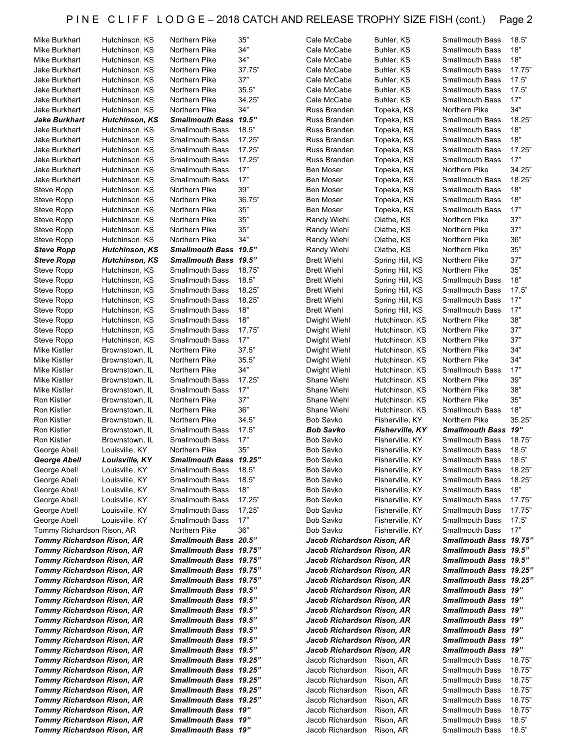# PINE CLIFF LODGE – 2018 CATCH AND RELEASE TROPHY SIZE FISH (cont.)

| Name | Hometown | Species | Length |
|---|---|---|---|
| Mike Burkhart | Hutchinson, KS | Northern Pike | 35" |
| Mike Burkhart | Hutchinson, KS | Northern Pike | 34" |
| Mike Burkhart | Hutchinson, KS | Northern Pike | 34" |
| Jake Burkhart | Hutchinson, KS | Northern Pike | 37.75" |
| Jake Burkhart | Hutchinson, KS | Northern Pike | 37" |
| Jake Burkhart | Hutchinson, KS | Northern Pike | 35.5" |
| Jake Burkhart | Hutchinson, KS | Northern Pike | 34.25" |
| Jake Burkhart | Hutchinson, KS | Northern Pike | 34" |
| ***Jake Burkhart*** | ***Hutchinson, KS*** | ***Smallmouth Bass*** | ***19.5"*** |
| Jake Burkhart | Hutchinson, KS | Smallmouth Bass | 18.5" |
| Jake Burkhart | Hutchinson, KS | Smallmouth Bass | 17.25" |
| Jake Burkhart | Hutchinson, KS | Smallmouth Bass | 17.25" |
| Jake Burkhart | Hutchinson, KS | Smallmouth Bass | 17.25" |
| Jake Burkhart | Hutchinson, KS | Smallmouth Bass | 17" |
| Jake Burkhart | Hutchinson, KS | Smallmouth Bass | 17" |
| Steve Ropp | Hutchinson, KS | Northern Pike | 39" |
| Steve Ropp | Hutchinson, KS | Northern Pike | 36.75" |
| Steve Ropp | Hutchinson, KS | Northern Pike | 35" |
| Steve Ropp | Hutchinson, KS | Northern Pike | 35" |
| Steve Ropp | Hutchinson, KS | Northern Pike | 35" |
| Steve Ropp | Hutchinson, KS | Northern Pike | 34" |
| ***Steve Ropp*** | ***Hutchinson, KS*** | ***Smallmouth Bass*** | ***19.5"*** |
| ***Steve Ropp*** | ***Hutchinson, KS*** | ***Smallmouth Bass*** | ***19.5"*** |
| Steve Ropp | Hutchinson, KS | Smallmouth Bass | 18.75" |
| Steve Ropp | Hutchinson, KS | Smallmouth Bass | 18.5" |
| Steve Ropp | Hutchinson, KS | Smallmouth Bass | 18.25" |
| Steve Ropp | Hutchinson, KS | Smallmouth Bass | 18.25" |
| Steve Ropp | Hutchinson, KS | Smallmouth Bass | 18" |
| Steve Ropp | Hutchinson, KS | Smallmouth Bass | 18" |
| Steve Ropp | Hutchinson, KS | Smallmouth Bass | 17.75" |
| Steve Ropp | Hutchinson, KS | Smallmouth Bass | 17" |
| Mike Kistler | Brownstown, IL | Northern Pike | 37.5" |
| Mike Kistler | Brownstown, IL | Northern Pike | 35.5" |
| Mike Kistler | Brownstown, IL | Northern Pike | 34" |
| Mike Kistler | Brownstown, IL | Smallmouth Bass | 17.25" |
| Mike Kistler | Brownstown, IL | Smallmouth Bass | 17" |
| Ron Kistler | Brownstown, IL | Northern Pike | 37" |
| Ron Kistler | Brownstown, IL | Northern Pike | 36" |
| Ron Kistler | Brownstown, IL | Northern Pike | 34.5" |
| Ron Kistler | Brownstown, IL | Smallmouth Bass | 17.5" |
| Ron Kistler | Brownstown, IL | Smallmouth Bass | 17" |
| George Abell | Louisville, KY | Northern Pike | 35" |
| ***George Abell*** | ***Louisville, KY*** | ***Smallmouth Bass*** | ***19.25"*** |
| George Abell | Louisville, KY | Smallmouth Bass | 18.5" |
| George Abell | Louisville, KY | Smallmouth Bass | 18.5" |
| George Abell | Louisville, KY | Smallmouth Bass | 18" |
| George Abell | Louisville, KY | Smallmouth Bass | 17.25" |
| George Abell | Louisville, KY | Smallmouth Bass | 17.25" |
| George Abell | Louisville, KY | Smallmouth Bass | 17" |
| Tommy Richardson | Rison, AR | Northern Pike | 36" |
| ***Tommy Richardson*** | ***Rison, AR*** | ***Smallmouth Bass*** | ***20.5"*** |
| ***Tommy Richardson*** | ***Rison, AR*** | ***Smallmouth Bass*** | ***19.75"*** |
| ***Tommy Richardson*** | ***Rison, AR*** | ***Smallmouth Bass*** | ***19.75"*** |
| ***Tommy Richardson*** | ***Rison, AR*** | ***Smallmouth Bass*** | ***19.75"*** |
| ***Tommy Richardson*** | ***Rison, AR*** | ***Smallmouth Bass*** | ***19.75"*** |
| ***Tommy Richardson*** | ***Rison, AR*** | ***Smallmouth Bass*** | ***19.5"*** |
| ***Tommy Richardson*** | ***Rison, AR*** | ***Smallmouth Bass*** | ***19.5"*** |
| ***Tommy Richardson*** | ***Rison, AR*** | ***Smallmouth Bass*** | ***19.5"*** |
| ***Tommy Richardson*** | ***Rison, AR*** | ***Smallmouth Bass*** | ***19.5"*** |
| ***Tommy Richardson*** | ***Rison, AR*** | ***Smallmouth Bass*** | ***19.5"*** |
| ***Tommy Richardson*** | ***Rison, AR*** | ***Smallmouth Bass*** | ***19.5"*** |
| ***Tommy Richardson*** | ***Rison, AR*** | ***Smallmouth Bass*** | ***19.5"*** |
| ***Tommy Richardson*** | ***Rison, AR*** | ***Smallmouth Bass*** | ***19.25"*** |
| ***Tommy Richardson*** | ***Rison, AR*** | ***Smallmouth Bass*** | ***19.25"*** |
| ***Tommy Richardson*** | ***Rison, AR*** | ***Smallmouth Bass*** | ***19.25"*** |
| ***Tommy Richardson*** | ***Rison, AR*** | ***Smallmouth Bass*** | ***19.25"*** |
| ***Tommy Richardson*** | ***Rison, AR*** | ***Smallmouth Bass*** | ***19.25"*** |
| ***Tommy Richardson*** | ***Rison, AR*** | ***Smallmouth Bass*** | ***19"*** |
| ***Tommy Richardson*** | ***Rison, AR*** | ***Smallmouth Bass*** | ***19"*** |
| ***Tommy Richardson*** | ***Rison, AR*** | ***Smallmouth Bass*** | ***19"*** |
| Cale McCabe | Buhler, KS | Smallmouth Bass | 18.5" |
| Cale McCabe | Buhler, KS | Smallmouth Bass | 18" |
| Cale McCabe | Buhler, KS | Smallmouth Bass | 18" |
| Cale McCabe | Buhler, KS | Smallmouth Bass | 17.75" |
| Cale McCabe | Buhler, KS | Smallmouth Bass | 17.5" |
| Cale McCabe | Buhler, KS | Smallmouth Bass | 17.5" |
| Cale McCabe | Buhler, KS | Smallmouth Bass | 17" |
| Russ Branden | Topeka, KS | Northern Pike | 34" |
| Russ Branden | Topeka, KS | Smallmouth Bass | 18.25" |
| Russ Branden | Topeka, KS | Smallmouth Bass | 18" |
| Russ Branden | Topeka, KS | Smallmouth Bass | 18" |
| Russ Branden | Topeka, KS | Smallmouth Bass | 17.25" |
| Russ Branden | Topeka, KS | Smallmouth Bass | 17" |
| Ben Moser | Topeka, KS | Northern Pike | 34.25" |
| Ben Moser | Topeka, KS | Smallmouth Bass | 18.25" |
| Ben Moser | Topeka, KS | Smallmouth Bass | 18" |
| Ben Moser | Topeka, KS | Smallmouth Bass | 18" |
| Ben Moser | Topeka, KS | Smallmouth Bass | 17" |
| Randy Wiehl | Olathe, KS | Northern Pike | 37" |
| Randy Wiehl | Olathe, KS | Northern Pike | 37" |
| Randy Wiehl | Olathe, KS | Northern Pike | 36" |
| Randy Wiehl | Olathe, KS | Northern Pike | 35" |
| Brett Wiehl | Spring Hill, KS | Northern Pike | 37" |
| Brett Wiehl | Spring Hill, KS | Northern Pike | 35" |
| Brett Wiehl | Spring Hill, KS | Smallmouth Bass | 18" |
| Brett Wiehl | Spring Hill, KS | Smallmouth Bass | 17.5" |
| Brett Wiehl | Spring Hill, KS | Smallmouth Bass | 17" |
| Brett Wiehl | Spring Hill, KS | Smallmouth Bass | 17" |
| Dwight Wiehl | Hutchinson, KS | Northern Pike | 38" |
| Dwight Wiehl | Hutchinson, KS | Northern Pike | 37" |
| Dwight Wiehl | Hutchinson, KS | Northern Pike | 37" |
| Dwight Wiehl | Hutchinson, KS | Northern Pike | 34" |
| Dwight Wiehl | Hutchinson, KS | Northern Pike | 34" |
| Dwight Wiehl | Hutchinson, KS | Smallmouth Bass | 17" |
| Shane Wiehl | Hutchinson, KS | Northern Pike | 39" |
| Shane Wiehl | Hutchinson, KS | Northern Pike | 38" |
| Shane Wiehl | Hutchinson, KS | Northern Pike | 35" |
| Shane Wiehl | Hutchinson, KS | Smallmouth Bass | 18" |
| Bob Savko | Fisherville, KY | Northern Pike | 35.25" |
| ***Bob Savko*** | ***Fisherville, KY*** | ***Smallmouth Bass*** | ***19"*** |
| Bob Savko | Fisherville, KY | Smallmouth Bass | 18.75" |
| Bob Savko | Fisherville, KY | Smallmouth Bass | 18.5" |
| Bob Savko | Fisherville, KY | Smallmouth Bass | 18.5" |
| Bob Savko | Fisherville, KY | Smallmouth Bass | 18.25" |
| Bob Savko | Fisherville, KY | Smallmouth Bass | 18.25" |
| Bob Savko | Fisherville, KY | Smallmouth Bass | 18" |
| Bob Savko | Fisherville, KY | Smallmouth Bass | 17.75" |
| Bob Savko | Fisherville, KY | Smallmouth Bass | 17.75" |
| Bob Savko | Fisherville, KY | Smallmouth Bass | 17.5" |
| Bob Savko | Fisherville, KY | Smallmouth Bass | 17" |
| ***Jacob Richardson*** | ***Rison, AR*** | ***Smallmouth Bass*** | ***19.75"*** |
| ***Jacob Richardson*** | ***Rison, AR*** | ***Smallmouth Bass*** | ***19.5"*** |
| ***Jacob Richardson*** | ***Rison, AR*** | ***Smallmouth Bass*** | ***19.5"*** |
| ***Jacob Richardson*** | ***Rison, AR*** | ***Smallmouth Bass*** | ***19.25"*** |
| ***Jacob Richardson*** | ***Rison, AR*** | ***Smallmouth Bass*** | ***19.25"*** |
| ***Jacob Richardson*** | ***Rison, AR*** | ***Smallmouth Bass*** | ***19"*** |
| ***Jacob Richardson*** | ***Rison, AR*** | ***Smallmouth Bass*** | ***19"*** |
| ***Jacob Richardson*** | ***Rison, AR*** | ***Smallmouth Bass*** | ***19"*** |
| ***Jacob Richardson*** | ***Rison, AR*** | ***Smallmouth Bass*** | ***19"*** |
| ***Jacob Richardson*** | ***Rison, AR*** | ***Smallmouth Bass*** | ***19"*** |
| ***Jacob Richardson*** | ***Rison, AR*** | ***Smallmouth Bass*** | ***19"*** |
| ***Jacob Richardson*** | ***Rison, AR*** | ***Smallmouth Bass*** | ***19"*** |
| Jacob Richardson | Rison, AR | Smallmouth Bass | 18.75" |
| Jacob Richardson | Rison, AR | Smallmouth Bass | 18.75" |
| Jacob Richardson | Rison, AR | Smallmouth Bass | 18.75" |
| Jacob Richardson | Rison, AR | Smallmouth Bass | 18.75" |
| Jacob Richardson | Rison, AR | Smallmouth Bass | 18.75" |
| Jacob Richardson | Rison, AR | Smallmouth Bass | 18.75" |
| Jacob Richardson | Rison, AR | Smallmouth Bass | 18.5" |
| Jacob Richardson | Rison, AR | Smallmouth Bass | 18.5" |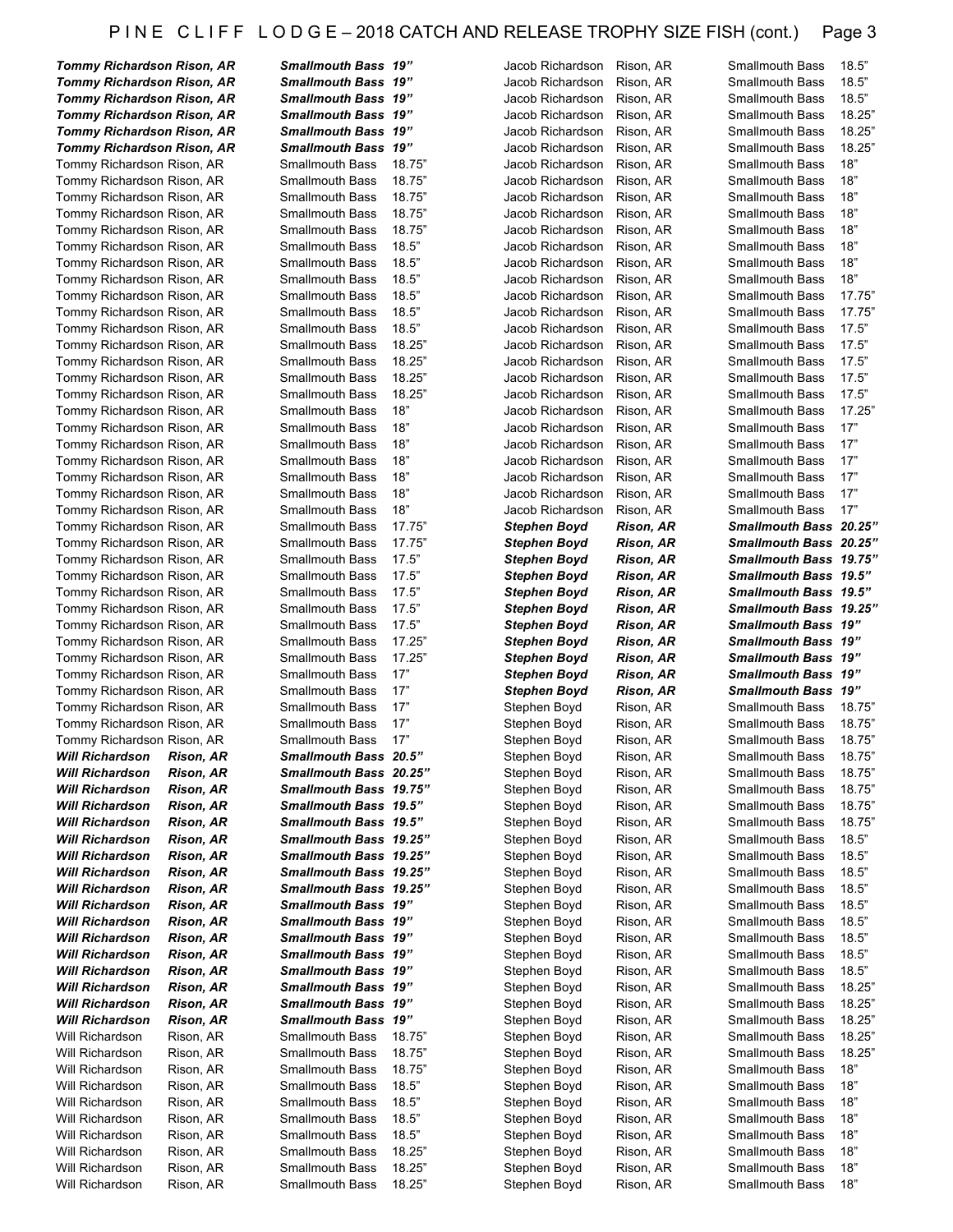# PINE CLIFF LODGE – 2018 CATCH AND RELEASE TROPHY SIZE FISH (cont.)

| Name | Location | Species | Size |
|---|---|---|---|
| ***Tommy Richardson*** | ***Rison, AR*** | ***Smallmouth Bass*** | ***19"*** |
| ***Tommy Richardson*** | ***Rison, AR*** | ***Smallmouth Bass*** | ***19"*** |
| ***Tommy Richardson*** | ***Rison, AR*** | ***Smallmouth Bass*** | ***19"*** |
| ***Tommy Richardson*** | ***Rison, AR*** | ***Smallmouth Bass*** | ***19"*** |
| ***Tommy Richardson*** | ***Rison, AR*** | ***Smallmouth Bass*** | ***19"*** |
| ***Tommy Richardson*** | ***Rison, AR*** | ***Smallmouth Bass*** | ***19"*** |
| Tommy Richardson | Rison, AR | Smallmouth Bass | 18.75" |
| Tommy Richardson | Rison, AR | Smallmouth Bass | 18.75" |
| Tommy Richardson | Rison, AR | Smallmouth Bass | 18.75" |
| Tommy Richardson | Rison, AR | Smallmouth Bass | 18.75" |
| Tommy Richardson | Rison, AR | Smallmouth Bass | 18.75" |
| Tommy Richardson | Rison, AR | Smallmouth Bass | 18.5" |
| Tommy Richardson | Rison, AR | Smallmouth Bass | 18.5" |
| Tommy Richardson | Rison, AR | Smallmouth Bass | 18.5" |
| Tommy Richardson | Rison, AR | Smallmouth Bass | 18.5" |
| Tommy Richardson | Rison, AR | Smallmouth Bass | 18.5" |
| Tommy Richardson | Rison, AR | Smallmouth Bass | 18.5" |
| Tommy Richardson | Rison, AR | Smallmouth Bass | 18.25" |
| Tommy Richardson | Rison, AR | Smallmouth Bass | 18.25" |
| Tommy Richardson | Rison, AR | Smallmouth Bass | 18.25" |
| Tommy Richardson | Rison, AR | Smallmouth Bass | 18.25" |
| Tommy Richardson | Rison, AR | Smallmouth Bass | 18" |
| Tommy Richardson | Rison, AR | Smallmouth Bass | 18" |
| Tommy Richardson | Rison, AR | Smallmouth Bass | 18" |
| Tommy Richardson | Rison, AR | Smallmouth Bass | 18" |
| Tommy Richardson | Rison, AR | Smallmouth Bass | 18" |
| Tommy Richardson | Rison, AR | Smallmouth Bass | 18" |
| Tommy Richardson | Rison, AR | Smallmouth Bass | 18" |
| Tommy Richardson | Rison, AR | Smallmouth Bass | 17.75" |
| Tommy Richardson | Rison, AR | Smallmouth Bass | 17.75" |
| Tommy Richardson | Rison, AR | Smallmouth Bass | 17.5" |
| Tommy Richardson | Rison, AR | Smallmouth Bass | 17.5" |
| Tommy Richardson | Rison, AR | Smallmouth Bass | 17.5" |
| Tommy Richardson | Rison, AR | Smallmouth Bass | 17.5" |
| Tommy Richardson | Rison, AR | Smallmouth Bass | 17.5" |
| Tommy Richardson | Rison, AR | Smallmouth Bass | 17.25" |
| Tommy Richardson | Rison, AR | Smallmouth Bass | 17.25" |
| Tommy Richardson | Rison, AR | Smallmouth Bass | 17" |
| Tommy Richardson | Rison, AR | Smallmouth Bass | 17" |
| Tommy Richardson | Rison, AR | Smallmouth Bass | 17" |
| Tommy Richardson | Rison, AR | Smallmouth Bass | 17" |
| Tommy Richardson | Rison, AR | Smallmouth Bass | 17" |
| ***Will Richardson*** | ***Rison, AR*** | ***Smallmouth Bass*** | ***20.5"*** |
| ***Will Richardson*** | ***Rison, AR*** | ***Smallmouth Bass*** | ***20.25"*** |
| ***Will Richardson*** | ***Rison, AR*** | ***Smallmouth Bass*** | ***19.75"*** |
| ***Will Richardson*** | ***Rison, AR*** | ***Smallmouth Bass*** | ***19.5"*** |
| ***Will Richardson*** | ***Rison, AR*** | ***Smallmouth Bass*** | ***19.5"*** |
| ***Will Richardson*** | ***Rison, AR*** | ***Smallmouth Bass*** | ***19.25"*** |
| ***Will Richardson*** | ***Rison, AR*** | ***Smallmouth Bass*** | ***19.25"*** |
| ***Will Richardson*** | ***Rison, AR*** | ***Smallmouth Bass*** | ***19.25"*** |
| ***Will Richardson*** | ***Rison, AR*** | ***Smallmouth Bass*** | ***19.25"*** |
| ***Will Richardson*** | ***Rison, AR*** | ***Smallmouth Bass*** | ***19"*** |
| ***Will Richardson*** | ***Rison, AR*** | ***Smallmouth Bass*** | ***19"*** |
| ***Will Richardson*** | ***Rison, AR*** | ***Smallmouth Bass*** | ***19"*** |
| ***Will Richardson*** | ***Rison, AR*** | ***Smallmouth Bass*** | ***19"*** |
| ***Will Richardson*** | ***Rison, AR*** | ***Smallmouth Bass*** | ***19"*** |
| ***Will Richardson*** | ***Rison, AR*** | ***Smallmouth Bass*** | ***19"*** |
| ***Will Richardson*** | ***Rison, AR*** | ***Smallmouth Bass*** | ***19"*** |
| ***Will Richardson*** | ***Rison, AR*** | ***Smallmouth Bass*** | ***19"*** |
| Will Richardson | Rison, AR | Smallmouth Bass | 18.75" |
| Will Richardson | Rison, AR | Smallmouth Bass | 18.75" |
| Will Richardson | Rison, AR | Smallmouth Bass | 18.75" |
| Will Richardson | Rison, AR | Smallmouth Bass | 18.5" |
| Will Richardson | Rison, AR | Smallmouth Bass | 18.5" |
| Will Richardson | Rison, AR | Smallmouth Bass | 18.5" |
| Will Richardson | Rison, AR | Smallmouth Bass | 18.5" |
| Will Richardson | Rison, AR | Smallmouth Bass | 18.25" |
| Will Richardson | Rison, AR | Smallmouth Bass | 18.25" |
| Will Richardson | Rison, AR | Smallmouth Bass | 18.25" |
| Jacob Richardson | Rison, AR | Smallmouth Bass | 18.5" |
| Jacob Richardson | Rison, AR | Smallmouth Bass | 18.5" |
| Jacob Richardson | Rison, AR | Smallmouth Bass | 18.5" |
| Jacob Richardson | Rison, AR | Smallmouth Bass | 18.25" |
| Jacob Richardson | Rison, AR | Smallmouth Bass | 18.25" |
| Jacob Richardson | Rison, AR | Smallmouth Bass | 18.25" |
| Jacob Richardson | Rison, AR | Smallmouth Bass | 18" |
| Jacob Richardson | Rison, AR | Smallmouth Bass | 18" |
| Jacob Richardson | Rison, AR | Smallmouth Bass | 18" |
| Jacob Richardson | Rison, AR | Smallmouth Bass | 18" |
| Jacob Richardson | Rison, AR | Smallmouth Bass | 18" |
| Jacob Richardson | Rison, AR | Smallmouth Bass | 18" |
| Jacob Richardson | Rison, AR | Smallmouth Bass | 18" |
| Jacob Richardson | Rison, AR | Smallmouth Bass | 18" |
| Jacob Richardson | Rison, AR | Smallmouth Bass | 17.75" |
| Jacob Richardson | Rison, AR | Smallmouth Bass | 17.75" |
| Jacob Richardson | Rison, AR | Smallmouth Bass | 17.5" |
| Jacob Richardson | Rison, AR | Smallmouth Bass | 17.5" |
| Jacob Richardson | Rison, AR | Smallmouth Bass | 17.5" |
| Jacob Richardson | Rison, AR | Smallmouth Bass | 17.5" |
| Jacob Richardson | Rison, AR | Smallmouth Bass | 17.5" |
| Jacob Richardson | Rison, AR | Smallmouth Bass | 17.25" |
| Jacob Richardson | Rison, AR | Smallmouth Bass | 17" |
| Jacob Richardson | Rison, AR | Smallmouth Bass | 17" |
| Jacob Richardson | Rison, AR | Smallmouth Bass | 17" |
| Jacob Richardson | Rison, AR | Smallmouth Bass | 17" |
| Jacob Richardson | Rison, AR | Smallmouth Bass | 17" |
| Jacob Richardson | Rison, AR | Smallmouth Bass | 17" |
| ***Stephen Boyd*** | ***Rison, AR*** | ***Smallmouth Bass*** | ***20.25"*** |
| ***Stephen Boyd*** | ***Rison, AR*** | ***Smallmouth Bass*** | ***20.25"*** |
| ***Stephen Boyd*** | ***Rison, AR*** | ***Smallmouth Bass*** | ***19.75"*** |
| ***Stephen Boyd*** | ***Rison, AR*** | ***Smallmouth Bass*** | ***19.5"*** |
| ***Stephen Boyd*** | ***Rison, AR*** | ***Smallmouth Bass*** | ***19.5"*** |
| ***Stephen Boyd*** | ***Rison, AR*** | ***Smallmouth Bass*** | ***19.25"*** |
| ***Stephen Boyd*** | ***Rison, AR*** | ***Smallmouth Bass*** | ***19"*** |
| ***Stephen Boyd*** | ***Rison, AR*** | ***Smallmouth Bass*** | ***19"*** |
| ***Stephen Boyd*** | ***Rison, AR*** | ***Smallmouth Bass*** | ***19"*** |
| ***Stephen Boyd*** | ***Rison, AR*** | ***Smallmouth Bass*** | ***19"*** |
| ***Stephen Boyd*** | ***Rison, AR*** | ***Smallmouth Bass*** | ***19"*** |
| Stephen Boyd | Rison, AR | Smallmouth Bass | 18.75" |
| Stephen Boyd | Rison, AR | Smallmouth Bass | 18.75" |
| Stephen Boyd | Rison, AR | Smallmouth Bass | 18.75" |
| Stephen Boyd | Rison, AR | Smallmouth Bass | 18.75" |
| Stephen Boyd | Rison, AR | Smallmouth Bass | 18.75" |
| Stephen Boyd | Rison, AR | Smallmouth Bass | 18.75" |
| Stephen Boyd | Rison, AR | Smallmouth Bass | 18.75" |
| Stephen Boyd | Rison, AR | Smallmouth Bass | 18.75" |
| Stephen Boyd | Rison, AR | Smallmouth Bass | 18.5" |
| Stephen Boyd | Rison, AR | Smallmouth Bass | 18.5" |
| Stephen Boyd | Rison, AR | Smallmouth Bass | 18.5" |
| Stephen Boyd | Rison, AR | Smallmouth Bass | 18.5" |
| Stephen Boyd | Rison, AR | Smallmouth Bass | 18.5" |
| Stephen Boyd | Rison, AR | Smallmouth Bass | 18.5" |
| Stephen Boyd | Rison, AR | Smallmouth Bass | 18.5" |
| Stephen Boyd | Rison, AR | Smallmouth Bass | 18.5" |
| Stephen Boyd | Rison, AR | Smallmouth Bass | 18.5" |
| Stephen Boyd | Rison, AR | Smallmouth Bass | 18.25" |
| Stephen Boyd | Rison, AR | Smallmouth Bass | 18.25" |
| Stephen Boyd | Rison, AR | Smallmouth Bass | 18.25" |
| Stephen Boyd | Rison, AR | Smallmouth Bass | 18.25" |
| Stephen Boyd | Rison, AR | Smallmouth Bass | 18.25" |
| Stephen Boyd | Rison, AR | Smallmouth Bass | 18" |
| Stephen Boyd | Rison, AR | Smallmouth Bass | 18" |
| Stephen Boyd | Rison, AR | Smallmouth Bass | 18" |
| Stephen Boyd | Rison, AR | Smallmouth Bass | 18" |
| Stephen Boyd | Rison, AR | Smallmouth Bass | 18" |
| Stephen Boyd | Rison, AR | Smallmouth Bass | 18" |
| Stephen Boyd | Rison, AR | Smallmouth Bass | 18" |
| Stephen Boyd | Rison, AR | Smallmouth Bass | 18" |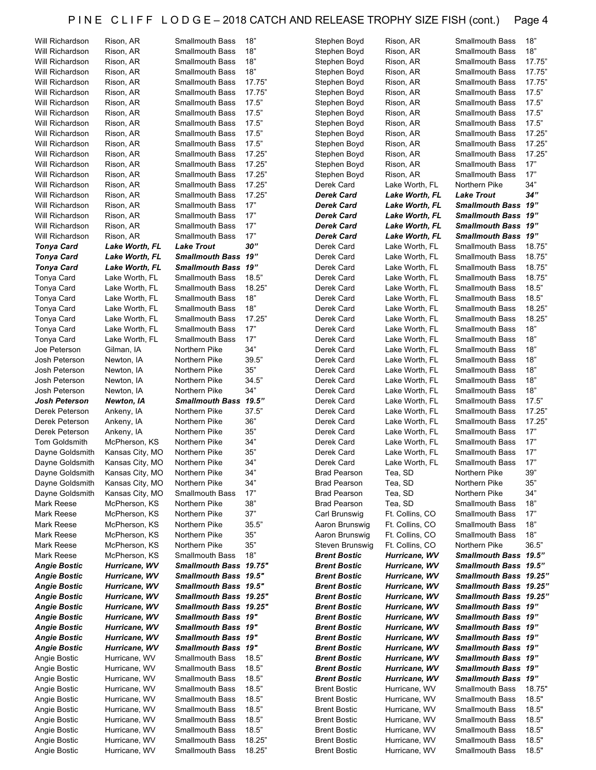# PINE CLIFF LODGE – 2018 CATCH AND RELEASE TROPHY SIZE FISH (cont.)

| Name | Hometown | Species | Length |
|---|---|---|---|
| Will Richardson | Rison, AR | Smallmouth Bass | 18" |
| Will Richardson | Rison, AR | Smallmouth Bass | 18" |
| Will Richardson | Rison, AR | Smallmouth Bass | 18" |
| Will Richardson | Rison, AR | Smallmouth Bass | 18" |
| Will Richardson | Rison, AR | Smallmouth Bass | 17.75" |
| Will Richardson | Rison, AR | Smallmouth Bass | 17.75" |
| Will Richardson | Rison, AR | Smallmouth Bass | 17.5" |
| Will Richardson | Rison, AR | Smallmouth Bass | 17.5" |
| Will Richardson | Rison, AR | Smallmouth Bass | 17.5" |
| Will Richardson | Rison, AR | Smallmouth Bass | 17.5" |
| Will Richardson | Rison, AR | Smallmouth Bass | 17.5" |
| Will Richardson | Rison, AR | Smallmouth Bass | 17.25" |
| Will Richardson | Rison, AR | Smallmouth Bass | 17.25" |
| Will Richardson | Rison, AR | Smallmouth Bass | 17.25" |
| Will Richardson | Rison, AR | Smallmouth Bass | 17.25" |
| Will Richardson | Rison, AR | Smallmouth Bass | 17.25" |
| Will Richardson | Rison, AR | Smallmouth Bass | 17" |
| Will Richardson | Rison, AR | Smallmouth Bass | 17" |
| Will Richardson | Rison, AR | Smallmouth Bass | 17" |
| Will Richardson | Rison, AR | Smallmouth Bass | 17" |
| ***Tonya Card*** | ***Lake Worth, FL*** | ***Lake Trout*** | ***30"*** |
| ***Tonya Card*** | ***Lake Worth, FL*** | ***Smallmouth Bass*** | ***19"*** |
| ***Tonya Card*** | ***Lake Worth, FL*** | ***Smallmouth Bass*** | ***19"*** |
| Tonya Card | Lake Worth, FL | Smallmouth Bass | 18.5" |
| Tonya Card | Lake Worth, FL | Smallmouth Bass | 18.25" |
| Tonya Card | Lake Worth, FL | Smallmouth Bass | 18" |
| Tonya Card | Lake Worth, FL | Smallmouth Bass | 18" |
| Tonya Card | Lake Worth, FL | Smallmouth Bass | 17.25" |
| Tonya Card | Lake Worth, FL | Smallmouth Bass | 17" |
| Tonya Card | Lake Worth, FL | Smallmouth Bass | 17" |
| Joe Peterson | Gilman, IA | Northern Pike | 34" |
| Josh Peterson | Newton, IA | Northern Pike | 39.5" |
| Josh Peterson | Newton, IA | Northern Pike | 35" |
| Josh Peterson | Newton, IA | Northern Pike | 34.5" |
| Josh Peterson | Newton, IA | Northern Pike | 34" |
| ***Josh Peterson*** | ***Newton, IA*** | ***Smallmouth Bass*** | ***19.5"*** |
| Derek Peterson | Ankeny, IA | Northern Pike | 37.5" |
| Derek Peterson | Ankeny, IA | Northern Pike | 36" |
| Derek Peterson | Ankeny, IA | Northern Pike | 35" |
| Tom Goldsmith | McPherson, KS | Northern Pike | 34" |
| Dayne Goldsmith | Kansas City, MO | Northern Pike | 35" |
| Dayne Goldsmith | Kansas City, MO | Northern Pike | 34" |
| Dayne Goldsmith | Kansas City, MO | Northern Pike | 34" |
| Dayne Goldsmith | Kansas City, MO | Northern Pike | 34" |
| Dayne Goldsmith | Kansas City, MO | Smallmouth Bass | 17" |
| Mark Reese | McPherson, KS | Northern Pike | 38" |
| Mark Reese | McPherson, KS | Northern Pike | 37" |
| Mark Reese | McPherson, KS | Northern Pike | 35.5" |
| Mark Reese | McPherson, KS | Northern Pike | 35" |
| Mark Reese | McPherson, KS | Northern Pike | 35" |
| Mark Reese | McPherson, KS | Smallmouth Bass | 18" |
| ***Angie Bostic*** | ***Hurricane, WV*** | ***Smallmouth Bass*** | ***19.75"*** |
| ***Angie Bostic*** | ***Hurricane, WV*** | ***Smallmouth Bass*** | ***19.5"*** |
| ***Angie Bostic*** | ***Hurricane, WV*** | ***Smallmouth Bass*** | ***19.5"*** |
| ***Angie Bostic*** | ***Hurricane, WV*** | ***Smallmouth Bass*** | ***19.25"*** |
| ***Angie Bostic*** | ***Hurricane, WV*** | ***Smallmouth Bass*** | ***19.25"*** |
| ***Angie Bostic*** | ***Hurricane, WV*** | ***Smallmouth Bass*** | ***19"*** |
| ***Angie Bostic*** | ***Hurricane, WV*** | ***Smallmouth Bass*** | ***19"*** |
| ***Angie Bostic*** | ***Hurricane, WV*** | ***Smallmouth Bass*** | ***19"*** |
| ***Angie Bostic*** | ***Hurricane, WV*** | ***Smallmouth Bass*** | ***19"*** |
| Angie Bostic | Hurricane, WV | Smallmouth Bass | 18.5" |
| Angie Bostic | Hurricane, WV | Smallmouth Bass | 18.5" |
| Angie Bostic | Hurricane, WV | Smallmouth Bass | 18.5" |
| Angie Bostic | Hurricane, WV | Smallmouth Bass | 18.5" |
| Angie Bostic | Hurricane, WV | Smallmouth Bass | 18.5" |
| Angie Bostic | Hurricane, WV | Smallmouth Bass | 18.5" |
| Angie Bostic | Hurricane, WV | Smallmouth Bass | 18.5" |
| Angie Bostic | Hurricane, WV | Smallmouth Bass | 18.5" |
| Angie Bostic | Hurricane, WV | Smallmouth Bass | 18.25" |
| Angie Bostic | Hurricane, WV | Smallmouth Bass | 18.25" |
| Stephen Boyd | Rison, AR | Smallmouth Bass | 18" |
| Stephen Boyd | Rison, AR | Smallmouth Bass | 18" |
| Stephen Boyd | Rison, AR | Smallmouth Bass | 17.75" |
| Stephen Boyd | Rison, AR | Smallmouth Bass | 17.75" |
| Stephen Boyd | Rison, AR | Smallmouth Bass | 17.75" |
| Stephen Boyd | Rison, AR | Smallmouth Bass | 17.5" |
| Stephen Boyd | Rison, AR | Smallmouth Bass | 17.5" |
| Stephen Boyd | Rison, AR | Smallmouth Bass | 17.5" |
| Stephen Boyd | Rison, AR | Smallmouth Bass | 17.5" |
| Stephen Boyd | Rison, AR | Smallmouth Bass | 17.25" |
| Stephen Boyd | Rison, AR | Smallmouth Bass | 17.25" |
| Stephen Boyd | Rison, AR | Smallmouth Bass | 17.25" |
| Stephen Boyd | Rison, AR | Smallmouth Bass | 17" |
| Stephen Boyd | Rison, AR | Smallmouth Bass | 17" |
| Derek Card | Lake Worth, FL | Northern Pike | 34" |
| ***Derek Card*** | ***Lake Worth, FL*** | ***Lake Trout*** | ***34"*** |
| ***Derek Card*** | ***Lake Worth, FL*** | ***Smallmouth Bass*** | ***19"*** |
| ***Derek Card*** | ***Lake Worth, FL*** | ***Smallmouth Bass*** | ***19"*** |
| ***Derek Card*** | ***Lake Worth, FL*** | ***Smallmouth Bass*** | ***19"*** |
| ***Derek Card*** | ***Lake Worth, FL*** | ***Smallmouth Bass*** | ***19"*** |
| Derek Card | Lake Worth, FL | Smallmouth Bass | 18.75" |
| Derek Card | Lake Worth, FL | Smallmouth Bass | 18.75" |
| Derek Card | Lake Worth, FL | Smallmouth Bass | 18.75" |
| Derek Card | Lake Worth, FL | Smallmouth Bass | 18.75" |
| Derek Card | Lake Worth, FL | Smallmouth Bass | 18.5" |
| Derek Card | Lake Worth, FL | Smallmouth Bass | 18.5" |
| Derek Card | Lake Worth, FL | Smallmouth Bass | 18.25" |
| Derek Card | Lake Worth, FL | Smallmouth Bass | 18.25" |
| Derek Card | Lake Worth, FL | Smallmouth Bass | 18" |
| Derek Card | Lake Worth, FL | Smallmouth Bass | 18" |
| Derek Card | Lake Worth, FL | Smallmouth Bass | 18" |
| Derek Card | Lake Worth, FL | Smallmouth Bass | 18" |
| Derek Card | Lake Worth, FL | Smallmouth Bass | 18" |
| Derek Card | Lake Worth, FL | Smallmouth Bass | 18" |
| Derek Card | Lake Worth, FL | Smallmouth Bass | 17.5" |
| Derek Card | Lake Worth, FL | Smallmouth Bass | 17.25" |
| Derek Card | Lake Worth, FL | Smallmouth Bass | 17.25" |
| Derek Card | Lake Worth, FL | Smallmouth Bass | 17" |
| Derek Card | Lake Worth, FL | Smallmouth Bass | 17" |
| Derek Card | Lake Worth, FL | Smallmouth Bass | 17" |
| Derek Card | Lake Worth, FL | Smallmouth Bass | 17" |
| Brad Pearson | Tea, SD | Northern Pike | 39" |
| Brad Pearson | Tea, SD | Northern Pike | 35" |
| Brad Pearson | Tea, SD | Northern Pike | 34" |
| Brad Pearson | Tea, SD | Smallmouth Bass | 18" |
| Carl Brunswig | Ft. Collins, CO | Smallmouth Bass | 17" |
| Aaron Brunswig | Ft. Collins, CO | Smallmouth Bass | 18" |
| Aaron Brunswig | Ft. Collins, CO | Smallmouth Bass | 18" |
| Steven Brunswig | Ft. Collins, CO | Northern Pike | 36.5" |
| ***Brent Bostic*** | ***Hurricane, WV*** | ***Smallmouth Bass*** | ***19.5"*** |
| ***Brent Bostic*** | ***Hurricane, WV*** | ***Smallmouth Bass*** | ***19.5"*** |
| ***Brent Bostic*** | ***Hurricane, WV*** | ***Smallmouth Bass*** | ***19.25"*** |
| ***Brent Bostic*** | ***Hurricane, WV*** | ***Smallmouth Bass*** | ***19.25"*** |
| ***Brent Bostic*** | ***Hurricane, WV*** | ***Smallmouth Bass*** | ***19.25"*** |
| ***Brent Bostic*** | ***Hurricane, WV*** | ***Smallmouth Bass*** | ***19"*** |
| ***Brent Bostic*** | ***Hurricane, WV*** | ***Smallmouth Bass*** | ***19"*** |
| ***Brent Bostic*** | ***Hurricane, WV*** | ***Smallmouth Bass*** | ***19"*** |
| ***Brent Bostic*** | ***Hurricane, WV*** | ***Smallmouth Bass*** | ***19"*** |
| ***Brent Bostic*** | ***Hurricane, WV*** | ***Smallmouth Bass*** | ***19"*** |
| ***Brent Bostic*** | ***Hurricane, WV*** | ***Smallmouth Bass*** | ***19"*** |
| ***Brent Bostic*** | ***Hurricane, WV*** | ***Smallmouth Bass*** | ***19"*** |
| Brent Bostic | Hurricane, WV | Smallmouth Bass | 18.75" |
| Brent Bostic | Hurricane, WV | Smallmouth Bass | 18.5" |
| Brent Bostic | Hurricane, WV | Smallmouth Bass | 18.5" |
| Brent Bostic | Hurricane, WV | Smallmouth Bass | 18.5" |
| Brent Bostic | Hurricane, WV | Smallmouth Bass | 18.5" |
| Brent Bostic | Hurricane, WV | Smallmouth Bass | 18.5" |
| Brent Bostic | Hurricane, WV | Smallmouth Bass | 18.5" |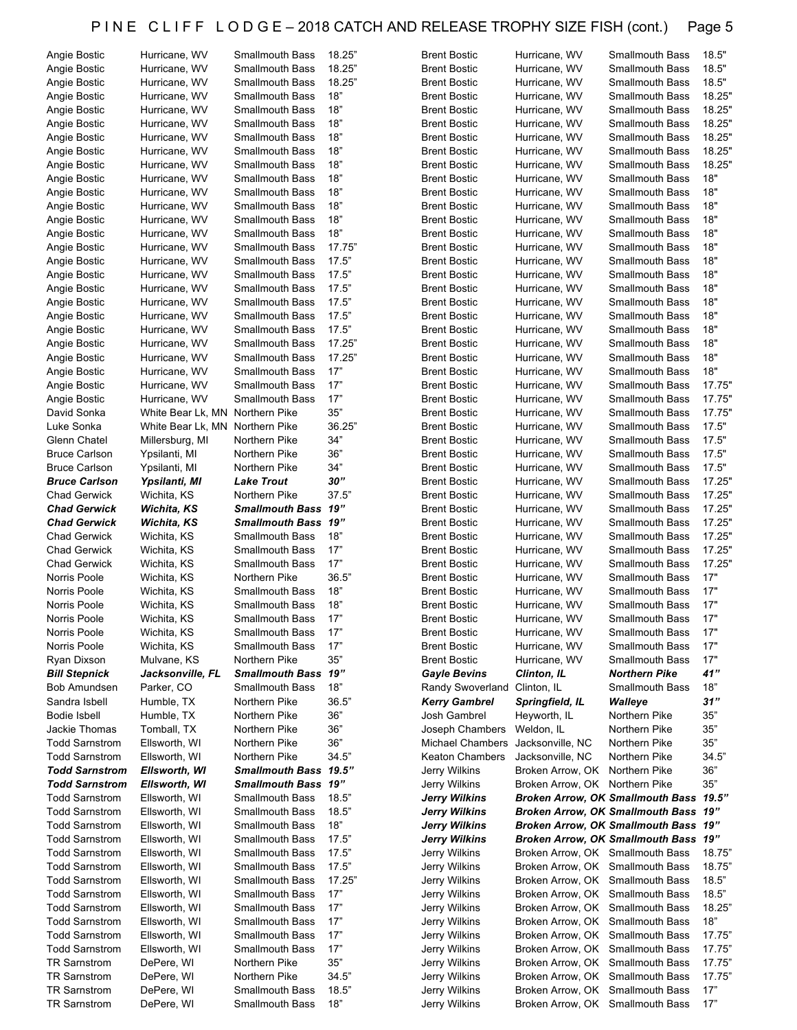| Name | Hometown | Species | Length |
|---|---|---|---|
| Angie Bostic | Hurricane, WV | Smallmouth Bass | 18.25” |
| Angie Bostic | Hurricane, WV | Smallmouth Bass | 18.25” |
| Angie Bostic | Hurricane, WV | Smallmouth Bass | 18.25” |
| Angie Bostic | Hurricane, WV | Smallmouth Bass | 18” |
| Angie Bostic | Hurricane, WV | Smallmouth Bass | 18” |
| Angie Bostic | Hurricane, WV | Smallmouth Bass | 18” |
| Angie Bostic | Hurricane, WV | Smallmouth Bass | 18” |
| Angie Bostic | Hurricane, WV | Smallmouth Bass | 18” |
| Angie Bostic | Hurricane, WV | Smallmouth Bass | 18” |
| Angie Bostic | Hurricane, WV | Smallmouth Bass | 18” |
| Angie Bostic | Hurricane, WV | Smallmouth Bass | 18” |
| Angie Bostic | Hurricane, WV | Smallmouth Bass | 18” |
| Angie Bostic | Hurricane, WV | Smallmouth Bass | 18” |
| Angie Bostic | Hurricane, WV | Smallmouth Bass | 18” |
| Angie Bostic | Hurricane, WV | Smallmouth Bass | 17.75” |
| Angie Bostic | Hurricane, WV | Smallmouth Bass | 17.5” |
| Angie Bostic | Hurricane, WV | Smallmouth Bass | 17.5” |
| Angie Bostic | Hurricane, WV | Smallmouth Bass | 17.5” |
| Angie Bostic | Hurricane, WV | Smallmouth Bass | 17.5” |
| Angie Bostic | Hurricane, WV | Smallmouth Bass | 17.5” |
| Angie Bostic | Hurricane, WV | Smallmouth Bass | 17.5” |
| Angie Bostic | Hurricane, WV | Smallmouth Bass | 17.25” |
| Angie Bostic | Hurricane, WV | Smallmouth Bass | 17.25” |
| Angie Bostic | Hurricane, WV | Smallmouth Bass | 17” |
| Angie Bostic | Hurricane, WV | Smallmouth Bass | 17” |
| Angie Bostic | Hurricane, WV | Smallmouth Bass | 17” |
| David Sonka | White Bear Lk, MN | Northern Pike | 35” |
| Luke Sonka | White Bear Lk, MN | Northern Pike | 36.25” |
| Glenn Chatel | Millersburg, MI | Northern Pike | 34” |
| Bruce Carlson | Ypsilanti, MI | Northern Pike | 36” |
| Bruce Carlson | Ypsilanti, MI | Northern Pike | 34” |
| ***Bruce Carlson*** | ***Ypsilanti, MI*** | ***Lake Trout*** | ***30”*** |
| Chad Gerwick | Wichita, KS | Northern Pike | 37.5” |
| ***Chad Gerwick*** | ***Wichita, KS*** | ***Smallmouth Bass*** | ***19”*** |
| ***Chad Gerwick*** | ***Wichita, KS*** | ***Smallmouth Bass*** | ***19”*** |
| Chad Gerwick | Wichita, KS | Smallmouth Bass | 18” |
| Chad Gerwick | Wichita, KS | Smallmouth Bass | 17” |
| Chad Gerwick | Wichita, KS | Smallmouth Bass | 17” |
| Norris Poole | Wichita, KS | Northern Pike | 36.5” |
| Norris Poole | Wichita, KS | Smallmouth Bass | 18” |
| Norris Poole | Wichita, KS | Smallmouth Bass | 18” |
| Norris Poole | Wichita, KS | Smallmouth Bass | 17” |
| Norris Poole | Wichita, KS | Smallmouth Bass | 17” |
| Norris Poole | Wichita, KS | Smallmouth Bass | 17” |
| Ryan Dixson | Mulvane, KS | Northern Pike | 35” |
| ***Bill Stepnick*** | ***Jacksonville, FL*** | ***Smallmouth Bass*** | ***19”*** |
| Bob Amundsen | Parker, CO | Smallmouth Bass | 18” |
| Sandra Isbell | Humble, TX | Northern Pike | 36.5” |
| Bodie Isbell | Humble, TX | Northern Pike | 36” |
| Jackie Thomas | Tomball, TX | Northern Pike | 36” |
| Todd Sarnstrom | Ellsworth, WI | Northern Pike | 36” |
| Todd Sarnstrom | Ellsworth, WI | Northern Pike | 34.5” |
| ***Todd Sarnstrom*** | ***Ellsworth, WI*** | ***Smallmouth Bass*** | ***19.5”*** |
| ***Todd Sarnstrom*** | ***Ellsworth, WI*** | ***Smallmouth Bass*** | ***19”*** |
| Todd Sarnstrom | Ellsworth, WI | Smallmouth Bass | 18.5” |
| Todd Sarnstrom | Ellsworth, WI | Smallmouth Bass | 18.5” |
| Todd Sarnstrom | Ellsworth, WI | Smallmouth Bass | 18” |
| Todd Sarnstrom | Ellsworth, WI | Smallmouth Bass | 17.5” |
| Todd Sarnstrom | Ellsworth, WI | Smallmouth Bass | 17.5” |
| Todd Sarnstrom | Ellsworth, WI | Smallmouth Bass | 17.5” |
| Todd Sarnstrom | Ellsworth, WI | Smallmouth Bass | 17.25” |
| Todd Sarnstrom | Ellsworth, WI | Smallmouth Bass | 17” |
| Todd Sarnstrom | Ellsworth, WI | Smallmouth Bass | 17” |
| Todd Sarnstrom | Ellsworth, WI | Smallmouth Bass | 17” |
| Todd Sarnstrom | Ellsworth, WI | Smallmouth Bass | 17” |
| Todd Sarnstrom | Ellsworth, WI | Smallmouth Bass | 17” |
| TR Sarnstrom | DePere, WI | Northern Pike | 35” |
| TR Sarnstrom | DePere, WI | Northern Pike | 34.5” |
| TR Sarnstrom | DePere, WI | Smallmouth Bass | 18.5” |
| TR Sarnstrom | DePere, WI | Smallmouth Bass | 18” |
| Brent Bostic | Hurricane, WV | Smallmouth Bass | 18.5" |
| Brent Bostic | Hurricane, WV | Smallmouth Bass | 18.5" |
| Brent Bostic | Hurricane, WV | Smallmouth Bass | 18.5" |
| Brent Bostic | Hurricane, WV | Smallmouth Bass | 18.25" |
| Brent Bostic | Hurricane, WV | Smallmouth Bass | 18.25" |
| Brent Bostic | Hurricane, WV | Smallmouth Bass | 18.25" |
| Brent Bostic | Hurricane, WV | Smallmouth Bass | 18.25" |
| Brent Bostic | Hurricane, WV | Smallmouth Bass | 18.25" |
| Brent Bostic | Hurricane, WV | Smallmouth Bass | 18.25" |
| Brent Bostic | Hurricane, WV | Smallmouth Bass | 18" |
| Brent Bostic | Hurricane, WV | Smallmouth Bass | 18" |
| Brent Bostic | Hurricane, WV | Smallmouth Bass | 18" |
| Brent Bostic | Hurricane, WV | Smallmouth Bass | 18" |
| Brent Bostic | Hurricane, WV | Smallmouth Bass | 18" |
| Brent Bostic | Hurricane, WV | Smallmouth Bass | 18" |
| Brent Bostic | Hurricane, WV | Smallmouth Bass | 18" |
| Brent Bostic | Hurricane, WV | Smallmouth Bass | 18" |
| Brent Bostic | Hurricane, WV | Smallmouth Bass | 18" |
| Brent Bostic | Hurricane, WV | Smallmouth Bass | 18" |
| Brent Bostic | Hurricane, WV | Smallmouth Bass | 18" |
| Brent Bostic | Hurricane, WV | Smallmouth Bass | 18" |
| Brent Bostic | Hurricane, WV | Smallmouth Bass | 18" |
| Brent Bostic | Hurricane, WV | Smallmouth Bass | 18" |
| Brent Bostic | Hurricane, WV | Smallmouth Bass | 17.75" |
| Brent Bostic | Hurricane, WV | Smallmouth Bass | 17.75" |
| Brent Bostic | Hurricane, WV | Smallmouth Bass | 17.75" |
| Brent Bostic | Hurricane, WV | Smallmouth Bass | 17.5" |
| Brent Bostic | Hurricane, WV | Smallmouth Bass | 17.5" |
| Brent Bostic | Hurricane, WV | Smallmouth Bass | 17.5" |
| Brent Bostic | Hurricane, WV | Smallmouth Bass | 17.5" |
| Brent Bostic | Hurricane, WV | Smallmouth Bass | 17.25" |
| Brent Bostic | Hurricane, WV | Smallmouth Bass | 17.25" |
| Brent Bostic | Hurricane, WV | Smallmouth Bass | 17.25" |
| Brent Bostic | Hurricane, WV | Smallmouth Bass | 17.25" |
| Brent Bostic | Hurricane, WV | Smallmouth Bass | 17.25" |
| Brent Bostic | Hurricane, WV | Smallmouth Bass | 17.25" |
| Brent Bostic | Hurricane, WV | Smallmouth Bass | 17.25" |
| Brent Bostic | Hurricane, WV | Smallmouth Bass | 17" |
| Brent Bostic | Hurricane, WV | Smallmouth Bass | 17" |
| Brent Bostic | Hurricane, WV | Smallmouth Bass | 17" |
| Brent Bostic | Hurricane, WV | Smallmouth Bass | 17" |
| Brent Bostic | Hurricane, WV | Smallmouth Bass | 17" |
| Brent Bostic | Hurricane, WV | Smallmouth Bass | 17" |
| ***Gayle Bevins*** | ***Clinton, IL*** | ***Northern Pike*** | ***41”*** |
| Randy Swoverland | Clinton, IL | Smallmouth Bass | 18” |
| ***Kerry Gambrel*** | ***Springfield, IL*** | ***Walleye*** | ***31”*** |
| Josh Gambrel | Heyworth, IL | Northern Pike | 35” |
| Joseph Chambers | Weldon, IL | Northern Pike | 35” |
| Michael Chambers | Jacksonville, NC | Northern Pike | 35” |
| Keaton Chambers | Jacksonville, NC | Northern Pike | 34.5” |
| Jerry Wilkins | Broken Arrow, OK | Northern Pike | 36” |
| Jerry Wilkins | Broken Arrow, OK | Northern Pike | 35” |
| ***Jerry Wilkins*** | ***Broken Arrow, OK*** | ***Smallmouth Bass*** | ***19.5”*** |
| ***Jerry Wilkins*** | ***Broken Arrow, OK*** | ***Smallmouth Bass*** | ***19”*** |
| ***Jerry Wilkins*** | ***Broken Arrow, OK*** | ***Smallmouth Bass*** | ***19”*** |
| ***Jerry Wilkins*** | ***Broken Arrow, OK*** | ***Smallmouth Bass*** | ***19”*** |
| Jerry Wilkins | Broken Arrow, OK | Smallmouth Bass | 18.75” |
| Jerry Wilkins | Broken Arrow, OK | Smallmouth Bass | 18.75” |
| Jerry Wilkins | Broken Arrow, OK | Smallmouth Bass | 18.5” |
| Jerry Wilkins | Broken Arrow, OK | Smallmouth Bass | 18.5” |
| Jerry Wilkins | Broken Arrow, OK | Smallmouth Bass | 18.25” |
| Jerry Wilkins | Broken Arrow, OK | Smallmouth Bass | 18” |
| Jerry Wilkins | Broken Arrow, OK | Smallmouth Bass | 17.75” |
| Jerry Wilkins | Broken Arrow, OK | Smallmouth Bass | 17.75” |
| Jerry Wilkins | Broken Arrow, OK | Smallmouth Bass | 17.75” |
| Jerry Wilkins | Broken Arrow, OK | Smallmouth Bass | 17.75” |
| Jerry Wilkins | Broken Arrow, OK | Smallmouth Bass | 17” |
| Jerry Wilkins | Broken Arrow, OK | Smallmouth Bass | 17” |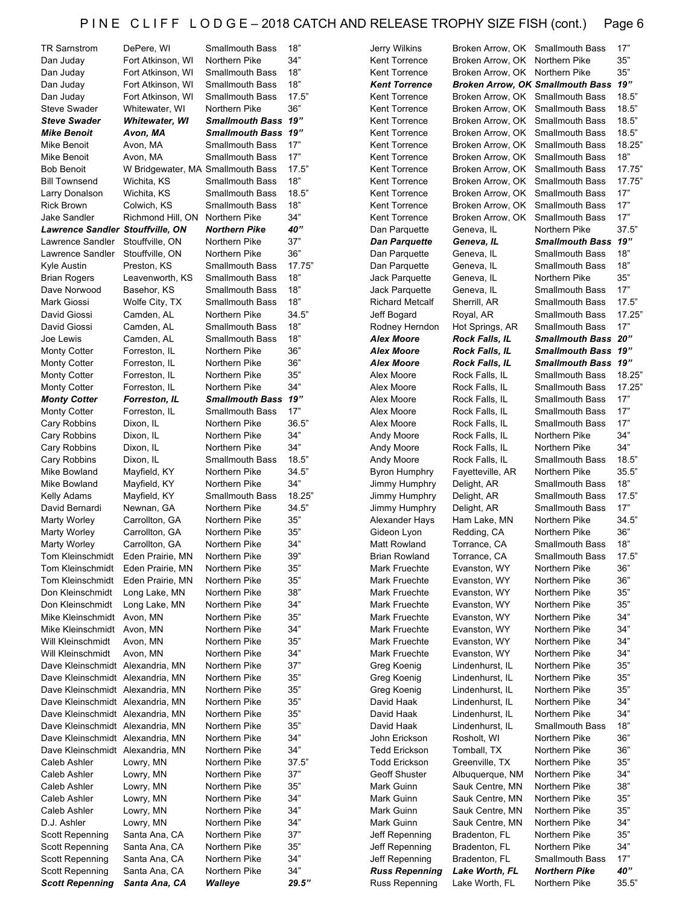# PINE CLIFF LODGE – 2018 CATCH AND RELEASE TROPHY SIZE FISH (cont.)

| Name | Hometown | Species | Length |
|---|---|---|---|
| TR Sarnstrom | DePere, WI | Smallmouth Bass | 18” |
| Dan Juday | Fort Atkinson, WI | Northern Pike | 34” |
| Dan Juday | Fort Atkinson, WI | Smallmouth Bass | 18” |
| Dan Juday | Fort Atkinson, WI | Smallmouth Bass | 18” |
| Dan Juday | Fort Atkinson, WI | Smallmouth Bass | 17.5” |
| Steve Swader | Whitewater, WI | Northern Pike | 36” |
| ***Steve Swader*** | ***Whitewater, WI*** | ***Smallmouth Bass*** | ***19”*** |
| ***Mike Benoit*** | ***Avon, MA*** | ***Smallmouth Bass*** | ***19”*** |
| Mike Benoit | Avon, MA | Smallmouth Bass | 17” |
| Mike Benoit | Avon, MA | Smallmouth Bass | 17” |
| Bob Benoit | W Bridgewater, MA | Smallmouth Bass | 17.5” |
| Bill Townsend | Wichita, KS | Smallmouth Bass | 18” |
| Larry Donalson | Wichita, KS | Smallmouth Bass | 18.5” |
| Rick Brown | Colwich, KS | Smallmouth Bass | 18” |
| Jake Sandler | Richmond Hill, ON | Northern Pike | 34” |
| ***Lawrence Sandler*** | ***Stouffville, ON*** | ***Northern Pike*** | ***40”*** |
| Lawrence Sandler | Stouffville, ON | Northern Pike | 37” |
| Lawrence Sandler | Stouffville, ON | Northern Pike | 36” |
| Kyle Austin | Preston, KS | Smallmouth Bass | 17.75” |
| Brian Rogers | Leavenworth, KS | Smallmouth Bass | 18” |
| Dave Norwood | Basehor, KS | Smallmouth Bass | 18” |
| Mark Giossi | Wolfe City, TX | Smallmouth Bass | 18” |
| David Giossi | Camden, AL | Northern Pike | 34.5” |
| David Giossi | Camden, AL | Smallmouth Bass | 18” |
| Joe Lewis | Camden, AL | Smallmouth Bass | 18” |
| Monty Cotter | Forreston, IL | Northern Pike | 36” |
| Monty Cotter | Forreston, IL | Northern Pike | 36” |
| Monty Cotter | Forreston, IL | Northern Pike | 35” |
| Monty Cotter | Forreston, IL | Northern Pike | 34” |
| ***Monty Cotter*** | ***Forreston, IL*** | ***Smallmouth Bass*** | ***19”*** |
| Monty Cotter | Forreston, IL | Smallmouth Bass | 17” |
| Cary Robbins | Dixon, IL | Northern Pike | 36.5” |
| Cary Robbins | Dixon, IL | Northern Pike | 34” |
| Cary Robbins | Dixon, IL | Northern Pike | 34” |
| Cary Robbins | Dixon, IL | Smallmouth Bass | 18.5” |
| Mike Bowland | Mayfield, KY | Northern Pike | 34.5” |
| Mike Bowland | Mayfield, KY | Northern Pike | 34” |
| Kelly Adams | Mayfield, KY | Smallmouth Bass | 18.25” |
| David Bernardi | Newnan, GA | Northern Pike | 34.5” |
| Marty Worley | Carrollton, GA | Northern Pike | 35” |
| Marty Worley | Carrollton, GA | Northern Pike | 35” |
| Marty Worley | Carrollton, GA | Northern Pike | 34” |
| Tom Kleinschmidt | Eden Prairie, MN | Northern Pike | 39” |
| Tom Kleinschmidt | Eden Prairie, MN | Northern Pike | 35” |
| Tom Kleinschmidt | Eden Prairie, MN | Northern Pike | 35” |
| Don Kleinschmidt | Long Lake, MN | Northern Pike | 38” |
| Don Kleinschmidt | Long Lake, MN | Northern Pike | 34” |
| Mike Kleinschmidt | Avon, MN | Northern Pike | 35” |
| Mike Kleinschmidt | Avon, MN | Northern Pike | 34” |
| Will Kleinschmidt | Avon, MN | Northern Pike | 35” |
| Will Kleinschmidt | Avon, MN | Northern Pike | 34” |
| Dave Kleinschmidt | Alexandria, MN | Northern Pike | 37” |
| Dave Kleinschmidt | Alexandria, MN | Northern Pike | 35” |
| Dave Kleinschmidt | Alexandria, MN | Northern Pike | 35” |
| Dave Kleinschmidt | Alexandria, MN | Northern Pike | 35” |
| Dave Kleinschmidt | Alexandria, MN | Northern Pike | 35” |
| Dave Kleinschmidt | Alexandria, MN | Northern Pike | 35” |
| Dave Kleinschmidt | Alexandria, MN | Northern Pike | 34” |
| Dave Kleinschmidt | Alexandria, MN | Northern Pike | 34” |
| Caleb Ashler | Lowry, MN | Northern Pike | 37.5” |
| Caleb Ashler | Lowry, MN | Northern Pike | 37” |
| Caleb Ashler | Lowry, MN | Northern Pike | 35” |
| Caleb Ashler | Lowry, MN | Northern Pike | 34” |
| Caleb Ashler | Lowry, MN | Northern Pike | 34” |
| D.J. Ashler | Lowry, MN | Northern Pike | 34” |
| Scott Repenning | Santa Ana, CA | Northern Pike | 37” |
| Scott Repenning | Santa Ana, CA | Northern Pike | 35” |
| Scott Repenning | Santa Ana, CA | Northern Pike | 34” |
| Scott Repenning | Santa Ana, CA | Northern Pike | 34” |
| ***Scott Repenning*** | ***Santa Ana, CA*** | ***Walleye*** | ***29.5”*** |
| Jerry Wilkins | Broken Arrow, OK | Smallmouth Bass | 17” |
| Kent Torrence | Broken Arrow, OK | Northern Pike | 35” |
| Kent Torrence | Broken Arrow, OK | Northern Pike | 35” |
| ***Kent Torrence*** | ***Broken Arrow, OK*** | ***Smallmouth Bass*** | ***19”*** |
| Kent Torrence | Broken Arrow, OK | Smallmouth Bass | 18.5” |
| Kent Torrence | Broken Arrow, OK | Smallmouth Bass | 18.5” |
| Kent Torrence | Broken Arrow, OK | Smallmouth Bass | 18.5” |
| Kent Torrence | Broken Arrow, OK | Smallmouth Bass | 18.5” |
| Kent Torrence | Broken Arrow, OK | Smallmouth Bass | 18.25” |
| Kent Torrence | Broken Arrow, OK | Smallmouth Bass | 18” |
| Kent Torrence | Broken Arrow, OK | Smallmouth Bass | 17.75” |
| Kent Torrence | Broken Arrow, OK | Smallmouth Bass | 17.75” |
| Kent Torrence | Broken Arrow, OK | Smallmouth Bass | 17” |
| Kent Torrence | Broken Arrow, OK | Smallmouth Bass | 17” |
| Kent Torrence | Broken Arrow, OK | Smallmouth Bass | 17” |
| Dan Parquette | Geneva, IL | Northern Pike | 37.5” |
| ***Dan Parquette*** | ***Geneva, IL*** | ***Smallmouth Bass*** | ***19”*** |
| Dan Parquette | Geneva, IL | Smallmouth Bass | 18” |
| Dan Parquette | Geneva, IL | Smallmouth Bass | 18” |
| Jack Parquette | Geneva, IL | Northern Pike | 35” |
| Jack Parquette | Geneva, IL | Smallmouth Bass | 17” |
| Richard Metcalf | Sherrill, AR | Smallmouth Bass | 17.5” |
| Jeff Bogard | Royal, AR | Smallmouth Bass | 17.25” |
| Rodney Herndon | Hot Springs, AR | Smallmouth Bass | 17” |
| ***Alex Moore*** | ***Rock Falls, IL*** | ***Smallmouth Bass*** | ***20”*** |
| ***Alex Moore*** | ***Rock Falls, IL*** | ***Smallmouth Bass*** | ***19”*** |
| ***Alex Moore*** | ***Rock Falls, IL*** | ***Smallmouth Bass*** | ***19”*** |
| Alex Moore | Rock Falls, IL | Smallmouth Bass | 18.25” |
| Alex Moore | Rock Falls, IL | Smallmouth Bass | 17.25” |
| Alex Moore | Rock Falls, IL | Smallmouth Bass | 17” |
| Alex Moore | Rock Falls, IL | Smallmouth Bass | 17” |
| Alex Moore | Rock Falls, IL | Smallmouth Bass | 17” |
| Andy Moore | Rock Falls, IL | Northern Pike | 34” |
| Andy Moore | Rock Falls, IL | Northern Pike | 34” |
| Andy Moore | Rock Falls, IL | Smallmouth Bass | 18.5” |
| Byron Humphry | Fayetteville, AR | Northern Pike | 35.5” |
| Jimmy Humphry | Delight, AR | Smallmouth Bass | 18” |
| Jimmy Humphry | Delight, AR | Smallmouth Bass | 17.5” |
| Jimmy Humphry | Delight, AR | Smallmouth Bass | 17” |
| Alexander Hays | Ham Lake, MN | Northern Pike | 34.5” |
| Gideon Lyon | Redding, CA | Northern Pike | 36” |
| Matt Rowland | Torrance, CA | Smallmouth Bass | 18” |
| Brian Rowland | Torrance, CA | Smallmouth Bass | 17.5” |
| Mark Fruechte | Evanston, WY | Northern Pike | 36” |
| Mark Fruechte | Evanston, WY | Northern Pike | 36” |
| Mark Fruechte | Evanston, WY | Northern Pike | 35” |
| Mark Fruechte | Evanston, WY | Northern Pike | 35” |
| Mark Fruechte | Evanston, WY | Northern Pike | 34” |
| Mark Fruechte | Evanston, WY | Northern Pike | 34” |
| Mark Fruechte | Evanston, WY | Northern Pike | 34” |
| Mark Fruechte | Evanston, WY | Northern Pike | 34” |
| Greg Koenig | Lindenhurst, IL | Northern Pike | 35” |
| Greg Koenig | Lindenhurst, IL | Northern Pike | 35” |
| Greg Koenig | Lindenhurst, IL | Northern Pike | 35” |
| David Haak | Lindenhurst, IL | Northern Pike | 34” |
| David Haak | Lindenhurst, IL | Northern Pike | 34” |
| David Haak | Lindenhurst, IL | Smallmouth Bass | 18” |
| John Erickson | Rosholt, WI | Northern Pike | 36” |
| Tedd Erickson | Tomball, TX | Northern Pike | 36” |
| Todd Erickson | Greenville, TX | Northern Pike | 35” |
| Geoff Shuster | Albuquerque, NM | Northern Pike | 34” |
| Mark Guinn | Sauk Centre, MN | Northern Pike | 38” |
| Mark Guinn | Sauk Centre, MN | Northern Pike | 35” |
| Mark Guinn | Sauk Centre, MN | Northern Pike | 35” |
| Mark Guinn | Sauk Centre, MN | Northern Pike | 34” |
| Jeff Repenning | Bradenton, FL | Northern Pike | 35” |
| Jeff Repenning | Bradenton, FL | Northern Pike | 34” |
| Jeff Repenning | Bradenton, FL | Smallmouth Bass | 17” |
| ***Russ Repenning*** | ***Lake Worth, FL*** | ***Northern Pike*** | ***40”*** |
| Russ Repenning | Lake Worth, FL | Northern Pike | 35.5” |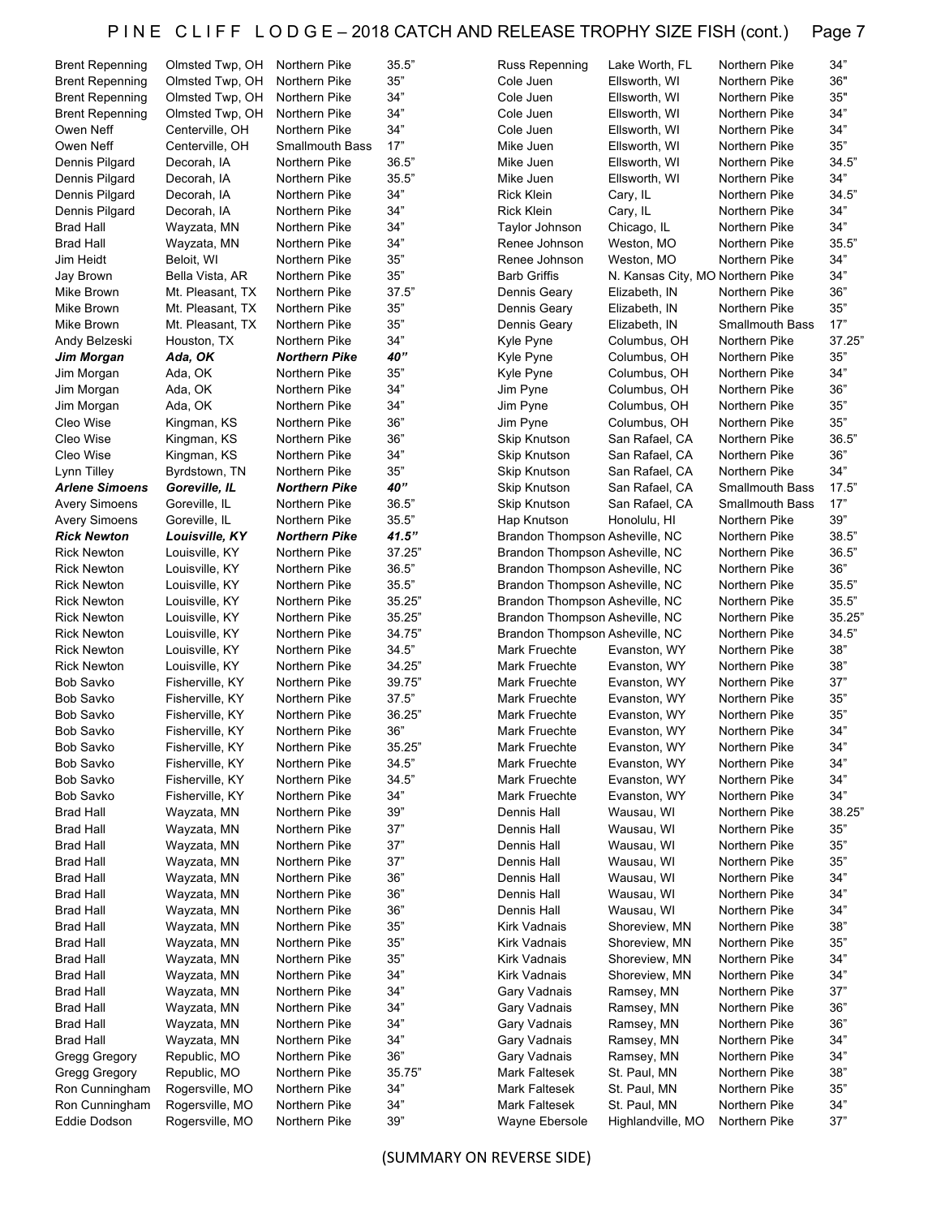# PINE CLIFF LODGE – 2018 CATCH AND RELEASE TROPHY SIZE FISH (cont.)

| Name | Hometown | Species | Size |
|---|---|---|---|
| Brent Repenning | Olmsted Twp, OH | Northern Pike | 35.5” |
| Brent Repenning | Olmsted Twp, OH | Northern Pike | 35” |
| Brent Repenning | Olmsted Twp, OH | Northern Pike | 34” |
| Brent Repenning | Olmsted Twp, OH | Northern Pike | 34” |
| Owen Neff | Centerville, OH | Northern Pike | 34” |
| Owen Neff | Centerville, OH | Smallmouth Bass | 17” |
| Dennis Pilgard | Decorah, IA | Northern Pike | 36.5” |
| Dennis Pilgard | Decorah, IA | Northern Pike | 35.5” |
| Dennis Pilgard | Decorah, IA | Northern Pike | 34” |
| Dennis Pilgard | Decorah, IA | Northern Pike | 34” |
| Brad Hall | Wayzata, MN | Northern Pike | 34” |
| Brad Hall | Wayzata, MN | Northern Pike | 34” |
| Jim Heidt | Beloit, WI | Northern Pike | 35” |
| Jay Brown | Bella Vista, AR | Northern Pike | 35” |
| Mike Brown | Mt. Pleasant, TX | Northern Pike | 37.5” |
| Mike Brown | Mt. Pleasant, TX | Northern Pike | 35” |
| Mike Brown | Mt. Pleasant, TX | Northern Pike | 35” |
| Andy Belzeski | Houston, TX | Northern Pike | 34” |
| ***Jim Morgan*** | ***Ada, OK*** | ***Northern Pike*** | ***40”*** |
| Jim Morgan | Ada, OK | Northern Pike | 35” |
| Jim Morgan | Ada, OK | Northern Pike | 34” |
| Jim Morgan | Ada, OK | Northern Pike | 34” |
| Cleo Wise | Kingman, KS | Northern Pike | 36” |
| Cleo Wise | Kingman, KS | Northern Pike | 36” |
| Cleo Wise | Kingman, KS | Northern Pike | 34” |
| Lynn Tilley | Byrdstown, TN | Northern Pike | 35” |
| ***Arlene Simoens*** | ***Goreville, IL*** | ***Northern Pike*** | ***40”*** |
| Avery Simoens | Goreville, IL | Northern Pike | 36.5” |
| Avery Simoens | Goreville, IL | Northern Pike | 35.5” |
| ***Rick Newton*** | ***Louisville, KY*** | ***Northern Pike*** | ***41.5”*** |
| Rick Newton | Louisville, KY | Northern Pike | 37.25” |
| Rick Newton | Louisville, KY | Northern Pike | 36.5” |
| Rick Newton | Louisville, KY | Northern Pike | 35.5” |
| Rick Newton | Louisville, KY | Northern Pike | 35.25” |
| Rick Newton | Louisville, KY | Northern Pike | 35.25” |
| Rick Newton | Louisville, KY | Northern Pike | 34.75” |
| Rick Newton | Louisville, KY | Northern Pike | 34.5” |
| Rick Newton | Louisville, KY | Northern Pike | 34.25” |
| Bob Savko | Fisherville, KY | Northern Pike | 39.75” |
| Bob Savko | Fisherville, KY | Northern Pike | 37.5” |
| Bob Savko | Fisherville, KY | Northern Pike | 36.25” |
| Bob Savko | Fisherville, KY | Northern Pike | 36” |
| Bob Savko | Fisherville, KY | Northern Pike | 35.25” |
| Bob Savko | Fisherville, KY | Northern Pike | 34.5” |
| Bob Savko | Fisherville, KY | Northern Pike | 34.5” |
| Bob Savko | Fisherville, KY | Northern Pike | 34” |
| Brad Hall | Wayzata, MN | Northern Pike | 39” |
| Brad Hall | Wayzata, MN | Northern Pike | 37” |
| Brad Hall | Wayzata, MN | Northern Pike | 37” |
| Brad Hall | Wayzata, MN | Northern Pike | 37” |
| Brad Hall | Wayzata, MN | Northern Pike | 36” |
| Brad Hall | Wayzata, MN | Northern Pike | 36” |
| Brad Hall | Wayzata, MN | Northern Pike | 36” |
| Brad Hall | Wayzata, MN | Northern Pike | 35” |
| Brad Hall | Wayzata, MN | Northern Pike | 35” |
| Brad Hall | Wayzata, MN | Northern Pike | 35” |
| Brad Hall | Wayzata, MN | Northern Pike | 34” |
| Brad Hall | Wayzata, MN | Northern Pike | 34” |
| Brad Hall | Wayzata, MN | Northern Pike | 34” |
| Brad Hall | Wayzata, MN | Northern Pike | 34” |
| Brad Hall | Wayzata, MN | Northern Pike | 34” |
| Gregg Gregory | Republic, MO | Northern Pike | 36” |
| Gregg Gregory | Republic, MO | Northern Pike | 35.75” |
| Ron Cunningham | Rogersville, MO | Northern Pike | 34” |
| Ron Cunningham | Rogersville, MO | Northern Pike | 34” |
| Eddie Dodson | Rogersville, MO | Northern Pike | 39” |
| Russ Repenning | Lake Worth, FL | Northern Pike | 34” |
| Cole Juen | Ellsworth, WI | Northern Pike | 36" |
| Cole Juen | Ellsworth, WI | Northern Pike | 35" |
| Cole Juen | Ellsworth, WI | Northern Pike | 34” |
| Cole Juen | Ellsworth, WI | Northern Pike | 34” |
| Mike Juen | Ellsworth, WI | Northern Pike | 35” |
| Mike Juen | Ellsworth, WI | Northern Pike | 34.5” |
| Mike Juen | Ellsworth, WI | Northern Pike | 34” |
| Rick Klein | Cary, IL | Northern Pike | 34.5” |
| Rick Klein | Cary, IL | Northern Pike | 34” |
| Taylor Johnson | Chicago, IL | Northern Pike | 34” |
| Renee Johnson | Weston, MO | Northern Pike | 35.5” |
| Renee Johnson | Weston, MO | Northern Pike | 34” |
| Barb Griffis | N. Kansas City, MO | Northern Pike | 34” |
| Dennis Geary | Elizabeth, IN | Northern Pike | 36” |
| Dennis Geary | Elizabeth, IN | Northern Pike | 35” |
| Dennis Geary | Elizabeth, IN | Smallmouth Bass | 17” |
| Kyle Pyne | Columbus, OH | Northern Pike | 37.25” |
| Kyle Pyne | Columbus, OH | Northern Pike | 35” |
| Kyle Pyne | Columbus, OH | Northern Pike | 34” |
| Jim Pyne | Columbus, OH | Northern Pike | 36” |
| Jim Pyne | Columbus, OH | Northern Pike | 35” |
| Jim Pyne | Columbus, OH | Northern Pike | 35” |
| Skip Knutson | San Rafael, CA | Northern Pike | 36.5” |
| Skip Knutson | San Rafael, CA | Northern Pike | 36” |
| Skip Knutson | San Rafael, CA | Northern Pike | 34” |
| Skip Knutson | San Rafael, CA | Smallmouth Bass | 17.5” |
| Skip Knutson | San Rafael, CA | Smallmouth Bass | 17” |
| Hap Knutson | Honolulu, HI | Northern Pike | 39” |
| Brandon Thompson | Asheville, NC | Northern Pike | 38.5” |
| Brandon Thompson | Asheville, NC | Northern Pike | 36.5” |
| Brandon Thompson | Asheville, NC | Northern Pike | 36” |
| Brandon Thompson | Asheville, NC | Northern Pike | 35.5” |
| Brandon Thompson | Asheville, NC | Northern Pike | 35.5” |
| Brandon Thompson | Asheville, NC | Northern Pike | 35.25” |
| Brandon Thompson | Asheville, NC | Northern Pike | 34.5” |
| Mark Fruechte | Evanston, WY | Northern Pike | 38” |
| Mark Fruechte | Evanston, WY | Northern Pike | 38” |
| Mark Fruechte | Evanston, WY | Northern Pike | 37” |
| Mark Fruechte | Evanston, WY | Northern Pike | 35” |
| Mark Fruechte | Evanston, WY | Northern Pike | 35” |
| Mark Fruechte | Evanston, WY | Northern Pike | 34” |
| Mark Fruechte | Evanston, WY | Northern Pike | 34” |
| Mark Fruechte | Evanston, WY | Northern Pike | 34” |
| Mark Fruechte | Evanston, WY | Northern Pike | 34” |
| Mark Fruechte | Evanston, WY | Northern Pike | 34” |
| Dennis Hall | Wausau, WI | Northern Pike | 38.25” |
| Dennis Hall | Wausau, WI | Northern Pike | 35” |
| Dennis Hall | Wausau, WI | Northern Pike | 35” |
| Dennis Hall | Wausau, WI | Northern Pike | 35” |
| Dennis Hall | Wausau, WI | Northern Pike | 34” |
| Dennis Hall | Wausau, WI | Northern Pike | 34” |
| Dennis Hall | Wausau, WI | Northern Pike | 34” |
| Kirk Vadnais | Shoreview, MN | Northern Pike | 38” |
| Kirk Vadnais | Shoreview, MN | Northern Pike | 35” |
| Kirk Vadnais | Shoreview, MN | Northern Pike | 34” |
| Kirk Vadnais | Shoreview, MN | Northern Pike | 34” |
| Gary Vadnais | Ramsey, MN | Northern Pike | 37” |
| Gary Vadnais | Ramsey, MN | Northern Pike | 36” |
| Gary Vadnais | Ramsey, MN | Northern Pike | 36” |
| Gary Vadnais | Ramsey, MN | Northern Pike | 34” |
| Gary Vadnais | Ramsey, MN | Northern Pike | 34” |
| Mark Faltesek | St. Paul, MN | Northern Pike | 38” |
| Mark Faltesek | St. Paul, MN | Northern Pike | 35” |
| Mark Faltesek | St. Paul, MN | Northern Pike | 34” |
| Wayne Ebersole | Highlandville, MO | Northern Pike | 37” |

(SUMMARY ON REVERSE SIDE)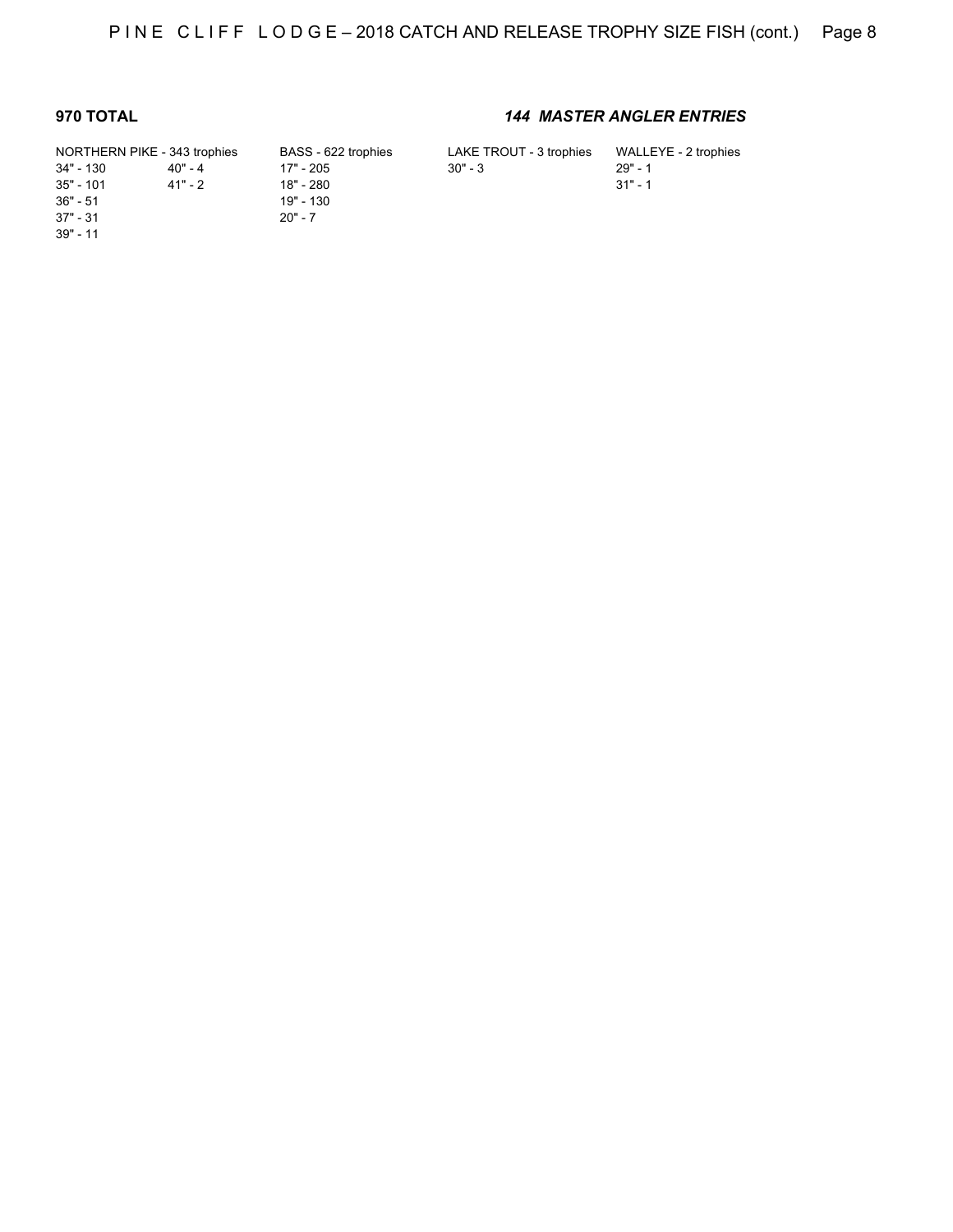**970 TOTAL**

***144 MASTER ANGLER ENTRIES***

| NORTHERN PIKE - 343 trophies | | BASS - 622 trophies | LAKE TROUT - 3 trophies | WALLEYE - 2 trophies |
|---|---|---|---|---|
| 34" - 130 | 40" - 4 | 17" - 205 | 30" - 3 | 29" - 1 |
| 35" - 101 | 41" - 2 | 18" - 280 | | 31" - 1 |
| 36" - 51 | | 19" - 130 | | |
| 37" - 31 | | 20" - 7 | | |
| 39" - 11 | | | | |